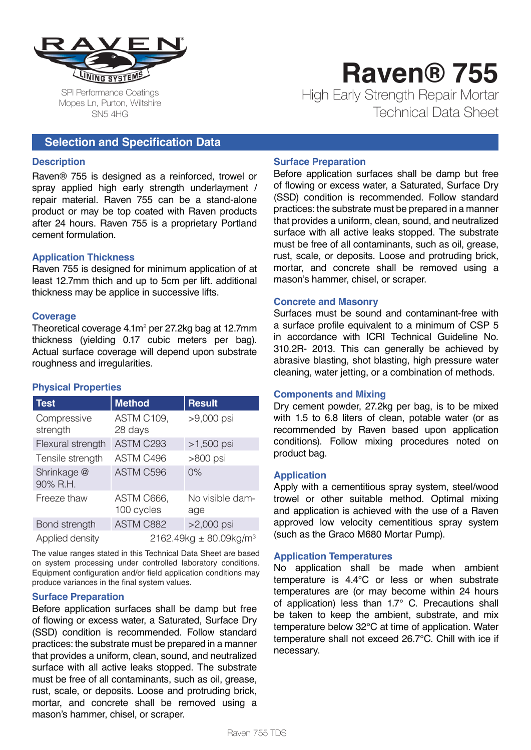RAVEN LINING SYSTEMS

SPI Performance Coatings
Mopes Ln, Purton, Wiltshire
SN5 4HG

# Raven® 755

High Early Strength Repair Mortar
Technical Data Sheet

## Selection and Specification Data

### Description

Raven® 755 is designed as a reinforced, trowel or spray applied high early strength underlayment / repair material. Raven 755 can be a stand-alone product or may be top coated with Raven products after 24 hours. Raven 755 is a proprietary Portland cement formulation.

### Application Thickness

Raven 755 is designed for minimum application of at least 12.7mm thich and up to 5cm per lift. additional thickness may be applice in successive lifts.

### Coverage

Theoretical coverage 4.1m$^2$ per 27.2kg bag at 12.7mm thickness (yielding 0.17 cubic meters per bag). Actual surface coverage will depend upon substrate roughness and irregularities.

### Physical Properties

| Test | Method | Result |
|---|---|---|
| Compressive strength | ASTM C109, 28 days | >9,000 psi |
| Flexural strength | ASTM C293 | >1,500 psi |
| Tensile strength | ASTM C496 | >800 psi |
| Shrinkage @ 90% R.H. | ASTM C596 | 0% |
| Freeze thaw | ASTM C666, 100 cycles | No visible damage |
| Bond strength | ASTM C882 | >2,000 psi |
| Applied density | 2162.49kg ± 80.09kg/m$^3$ | |

The value ranges stated in this Technical Data Sheet are based on system processing under controlled laboratory conditions. Equipment configuration and/or field application conditions may produce variances in the final system values.

### Surface Preparation

Before application surfaces shall be damp but free of flowing or excess water, a Saturated, Surface Dry (SSD) condition is recommended. Follow standard practices: the substrate must be prepared in a manner that provides a uniform, clean, sound, and neutralized surface with all active leaks stopped. The substrate must be free of all contaminants, such as oil, grease, rust, scale, or deposits. Loose and protruding brick, mortar, and concrete shall be removed using a mason's hammer, chisel, or scraper.

### Surface Preparation

Before application surfaces shall be damp but free of flowing or excess water, a Saturated, Surface Dry (SSD) condition is recommended. Follow standard practices: the substrate must be prepared in a manner that provides a uniform, clean, sound, and neutralized surface with all active leaks stopped. The substrate must be free of all contaminants, such as oil, grease, rust, scale, or deposits. Loose and protruding brick, mortar, and concrete shall be removed using a mason's hammer, chisel, or scraper.

### Concrete and Masonry

Surfaces must be sound and contaminant-free with a surface profile equivalent to a minimum of CSP 5 in accordance with ICRI Technical Guideline No. 310.2R- 2013. This can generally be achieved by abrasive blasting, shot blasting, high pressure water cleaning, water jetting, or a combination of methods.

### Components and Mixing

Dry cement powder, 27.2kg per bag, is to be mixed with 1.5 to 6.8 liters of clean, potable water (or as recommended by Raven based upon application conditions). Follow mixing procedures noted on product bag.

### Application

Apply with a cementitious spray system, steel/wood trowel or other suitable method. Optimal mixing and application is achieved with the use of a Raven approved low velocity cementitious spray system (such as the Graco M680 Mortar Pump).

### Application Temperatures

No application shall be made when ambient temperature is 4.4°C or less or when substrate temperatures are (or may become within 24 hours of application) less than 1.7° C. Precautions shall be taken to keep the ambient, substrate, and mix temperature below 32°C at time of application. Water temperature shall not exceed 26.7°C. Chill with ice if necessary.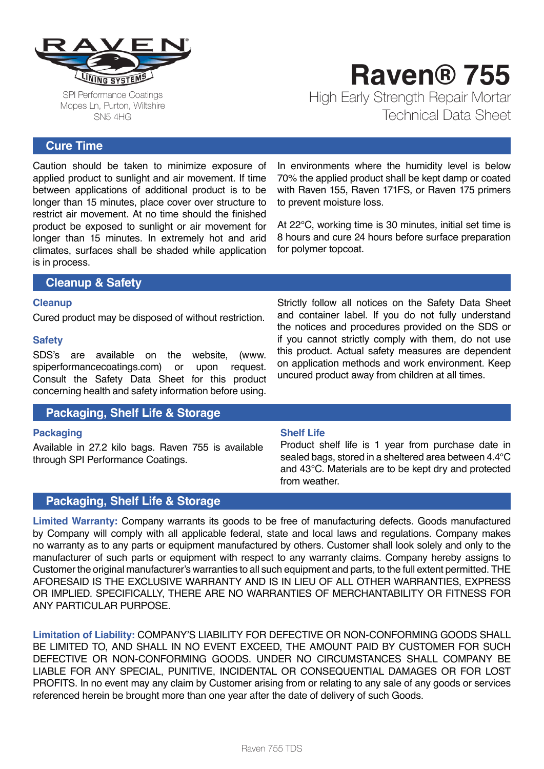SPI Performance Coatings
Mopes Ln, Purton, Wiltshire
SN5 4HG

# Raven® 755

High Early Strength Repair Mortar
Technical Data Sheet

## Cure Time

Caution should be taken to minimize exposure of applied product to sunlight and air movement. If time between applications of additional product is to be longer than 15 minutes, place cover over structure to restrict air movement. At no time should the finished product be exposed to sunlight or air movement for longer than 15 minutes. In extremely hot and arid climates, surfaces shall be shaded while application is in process.

In environments where the humidity level is below 70% the applied product shall be kept damp or coated with Raven 155, Raven 171FS, or Raven 175 primers to prevent moisture loss.

At 22°C, working time is 30 minutes, initial set time is 8 hours and cure 24 hours before surface preparation for polymer topcoat.

## Cleanup & Safety

### Cleanup

Cured product may be disposed of without restriction.

### Safety

SDS's are available on the website, (www.spiperformancecoatings.com) or upon request. Consult the Safety Data Sheet for this product concerning health and safety information before using.

Strictly follow all notices on the Safety Data Sheet and container label. If you do not fully understand the notices and procedures provided on the SDS or if you cannot strictly comply with them, do not use this product. Actual safety measures are dependent on application methods and work environment. Keep uncured product away from children at all times.

## Packaging, Shelf Life & Storage

### Packaging

Available in 27.2 kilo bags. Raven 755 is available through SPI Performance Coatings.

### Shelf Life

Product shelf life is 1 year from purchase date in sealed bags, stored in a sheltered area between 4.4°C and 43°C. Materials are to be kept dry and protected from weather.

## Packaging, Shelf Life & Storage

**Limited Warranty:** Company warrants its goods to be free of manufacturing defects. Goods manufactured by Company will comply with all applicable federal, state and local laws and regulations. Company makes no warranty as to any parts or equipment manufactured by others. Customer shall look solely and only to the manufacturer of such parts or equipment with respect to any warranty claims. Company hereby assigns to Customer the original manufacturer's warranties to all such equipment and parts, to the full extent permitted. THE AFORESAID IS THE EXCLUSIVE WARRANTY AND IS IN LIEU OF ALL OTHER WARRANTIES, EXPRESS OR IMPLIED. SPECIFICALLY, THERE ARE NO WARRANTIES OF MERCHANTABILITY OR FITNESS FOR ANY PARTICULAR PURPOSE.

**Limitation of Liability:** COMPANY'S LIABILITY FOR DEFECTIVE OR NON-CONFORMING GOODS SHALL BE LIMITED TO, AND SHALL IN NO EVENT EXCEED, THE AMOUNT PAID BY CUSTOMER FOR SUCH DEFECTIVE OR NON-CONFORMING GOODS. UNDER NO CIRCUMSTANCES SHALL COMPANY BE LIABLE FOR ANY SPECIAL, PUNITIVE, INCIDENTAL OR CONSEQUENTIAL DAMAGES OR FOR LOST PROFITS. In no event may any claim by Customer arising from or relating to any sale of any goods or services referenced herein be brought more than one year after the date of delivery of such Goods.